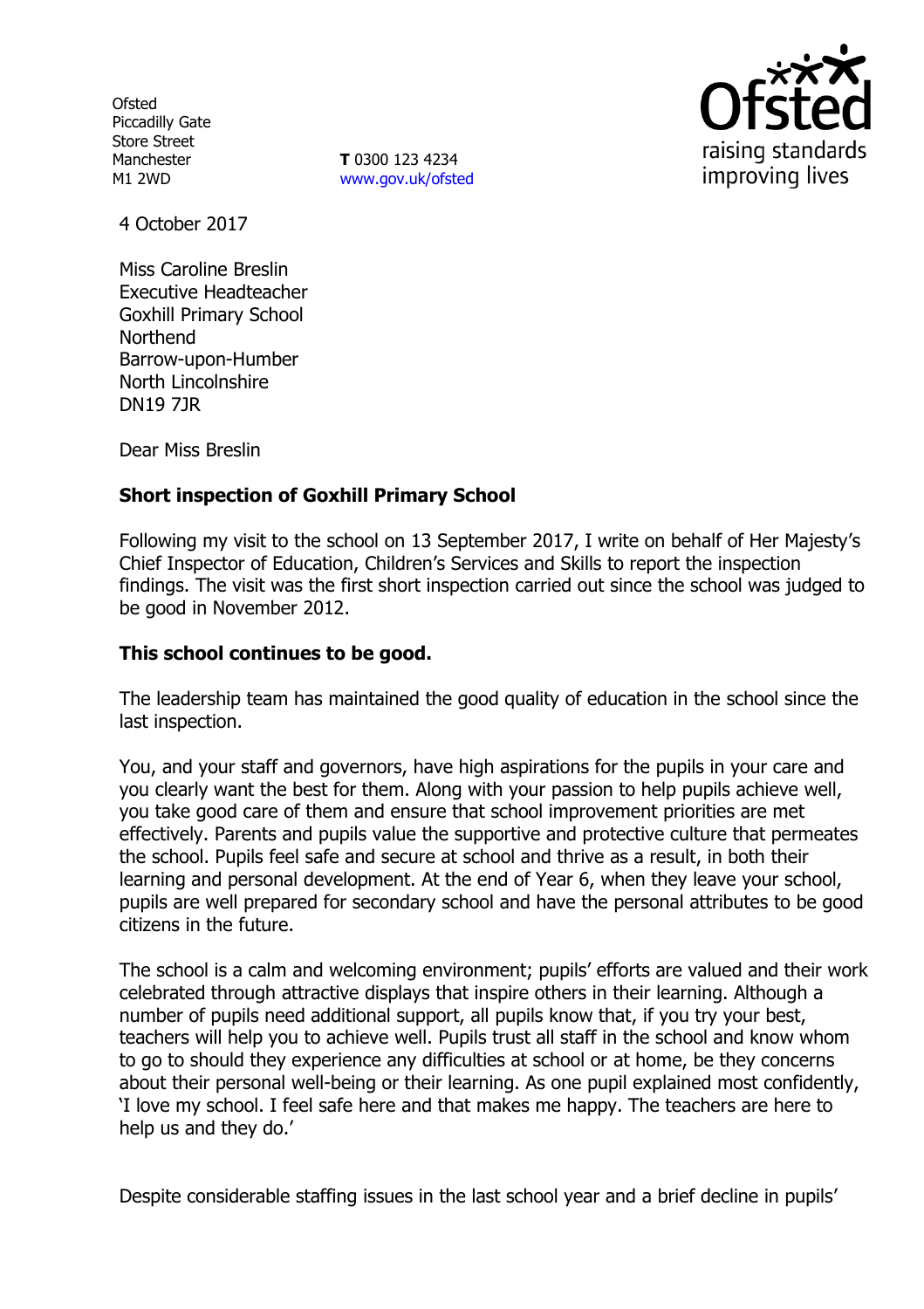Ofsted
Piccadilly Gate
Store Street
Manchester
M1 2WD

**T** 0300 123 4234
www.gov.uk/ofsted

4 October 2017

Miss Caroline Breslin
Executive Headteacher
Goxhill Primary School
Northend
Barrow-upon-Humber
North Lincolnshire
DN19 7JR

Dear Miss Breslin

**Short inspection of Goxhill Primary School**

Following my visit to the school on 13 September 2017, I write on behalf of Her Majesty's Chief Inspector of Education, Children's Services and Skills to report the inspection findings. The visit was the first short inspection carried out since the school was judged to be good in November 2012.

**This school continues to be good.**

The leadership team has maintained the good quality of education in the school since the last inspection.

You, and your staff and governors, have high aspirations for the pupils in your care and you clearly want the best for them. Along with your passion to help pupils achieve well, you take good care of them and ensure that school improvement priorities are met effectively. Parents and pupils value the supportive and protective culture that permeates the school. Pupils feel safe and secure at school and thrive as a result, in both their learning and personal development. At the end of Year 6, when they leave your school, pupils are well prepared for secondary school and have the personal attributes to be good citizens in the future.

The school is a calm and welcoming environment; pupils' efforts are valued and their work celebrated through attractive displays that inspire others in their learning. Although a number of pupils need additional support, all pupils know that, if you try your best, teachers will help you to achieve well. Pupils trust all staff in the school and know whom to go to should they experience any difficulties at school or at home, be they concerns about their personal well-being or their learning. As one pupil explained most confidently, 'I love my school. I feel safe here and that makes me happy. The teachers are here to help us and they do.'

Despite considerable staffing issues in the last school year and a brief decline in pupils'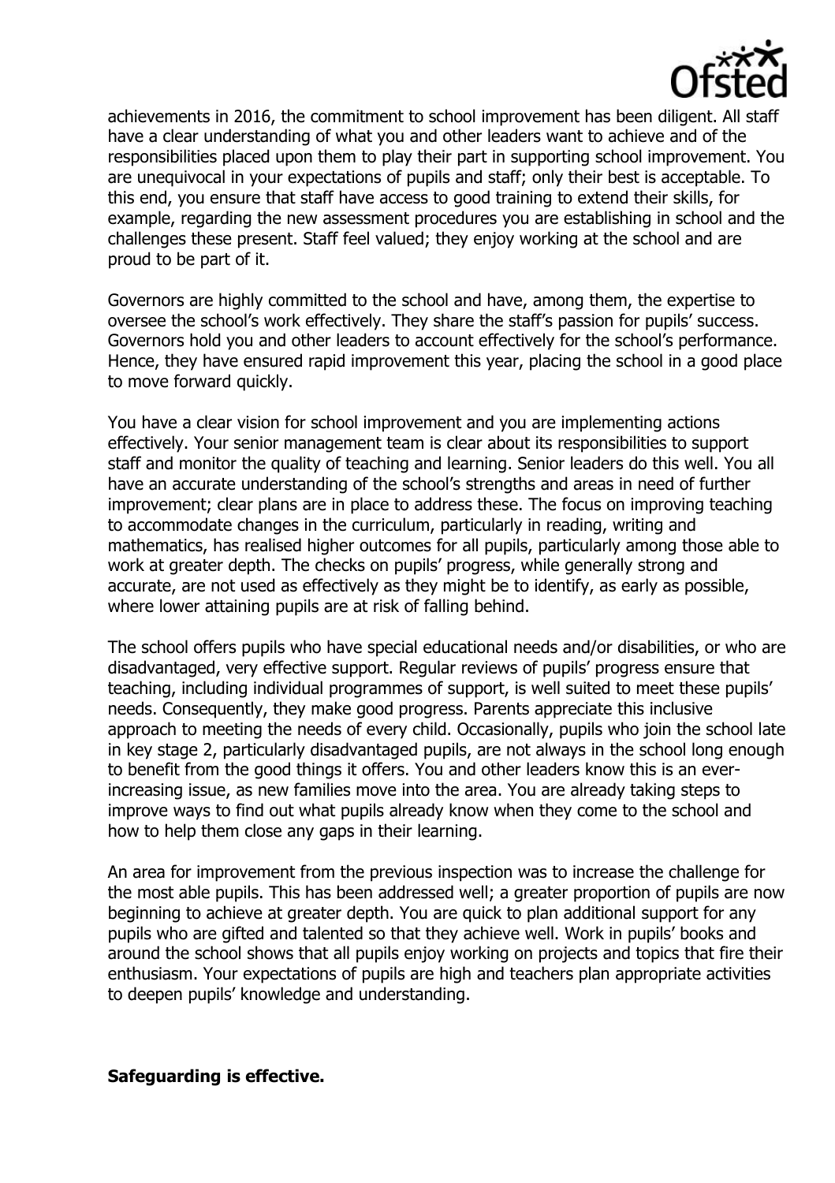achievements in 2016, the commitment to school improvement has been diligent. All staff have a clear understanding of what you and other leaders want to achieve and of the responsibilities placed upon them to play their part in supporting school improvement. You are unequivocal in your expectations of pupils and staff; only their best is acceptable. To this end, you ensure that staff have access to good training to extend their skills, for example, regarding the new assessment procedures you are establishing in school and the challenges these present. Staff feel valued; they enjoy working at the school and are proud to be part of it.

Governors are highly committed to the school and have, among them, the expertise to oversee the school's work effectively. They share the staff's passion for pupils' success. Governors hold you and other leaders to account effectively for the school's performance. Hence, they have ensured rapid improvement this year, placing the school in a good place to move forward quickly.

You have a clear vision for school improvement and you are implementing actions effectively. Your senior management team is clear about its responsibilities to support staff and monitor the quality of teaching and learning. Senior leaders do this well. You all have an accurate understanding of the school's strengths and areas in need of further improvement; clear plans are in place to address these. The focus on improving teaching to accommodate changes in the curriculum, particularly in reading, writing and mathematics, has realised higher outcomes for all pupils, particularly among those able to work at greater depth. The checks on pupils' progress, while generally strong and accurate, are not used as effectively as they might be to identify, as early as possible, where lower attaining pupils are at risk of falling behind.

The school offers pupils who have special educational needs and/or disabilities, or who are disadvantaged, very effective support. Regular reviews of pupils' progress ensure that teaching, including individual programmes of support, is well suited to meet these pupils' needs. Consequently, they make good progress. Parents appreciate this inclusive approach to meeting the needs of every child. Occasionally, pupils who join the school late in key stage 2, particularly disadvantaged pupils, are not always in the school long enough to benefit from the good things it offers. You and other leaders know this is an ever-increasing issue, as new families move into the area. You are already taking steps to improve ways to find out what pupils already know when they come to the school and how to help them close any gaps in their learning.

An area for improvement from the previous inspection was to increase the challenge for the most able pupils. This has been addressed well; a greater proportion of pupils are now beginning to achieve at greater depth. You are quick to plan additional support for any pupils who are gifted and talented so that they achieve well. Work in pupils' books and around the school shows that all pupils enjoy working on projects and topics that fire their enthusiasm. Your expectations of pupils are high and teachers plan appropriate activities to deepen pupils' knowledge and understanding.

**Safeguarding is effective.**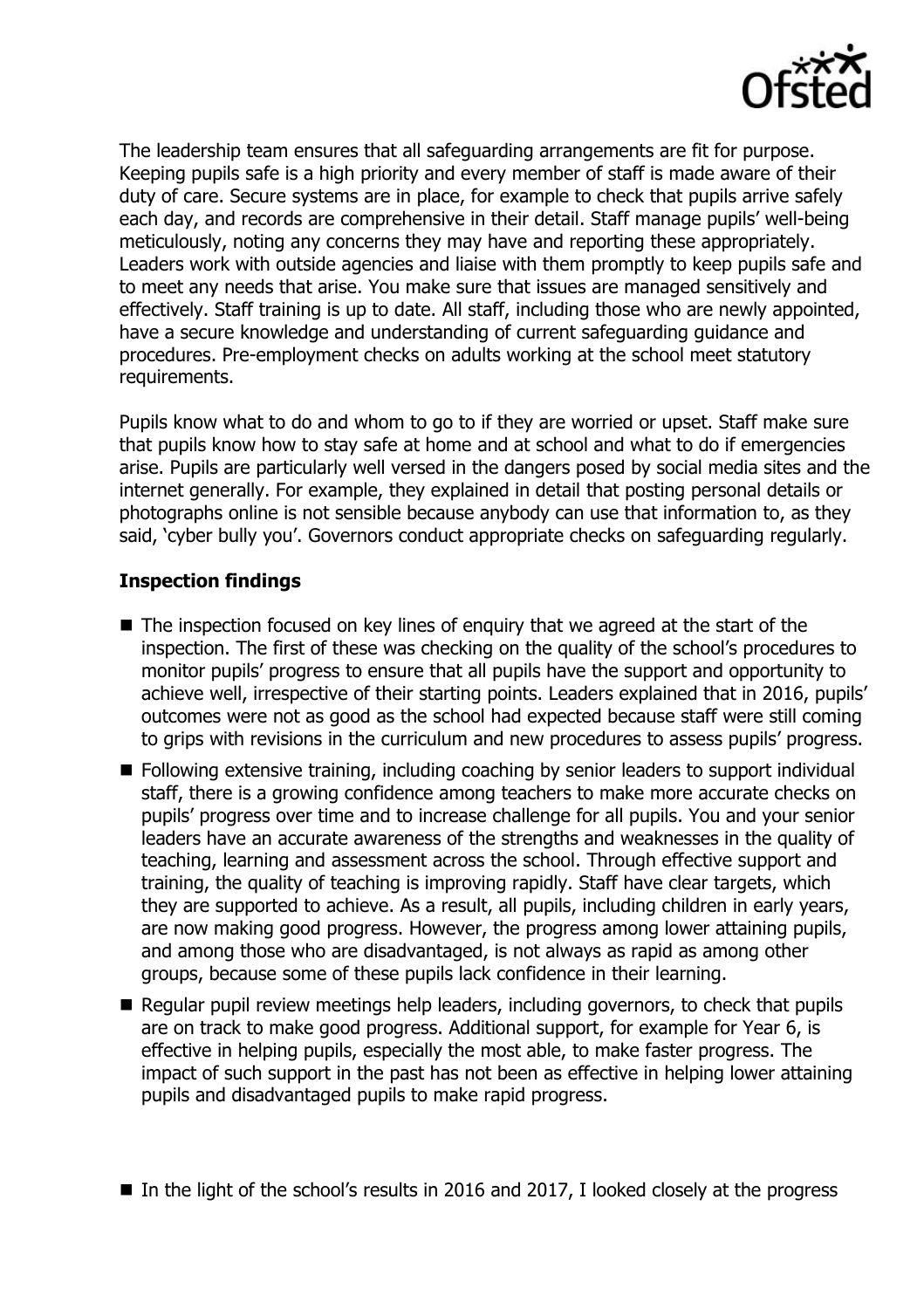The leadership team ensures that all safeguarding arrangements are fit for purpose. Keeping pupils safe is a high priority and every member of staff is made aware of their duty of care. Secure systems are in place, for example to check that pupils arrive safely each day, and records are comprehensive in their detail. Staff manage pupils' well-being meticulously, noting any concerns they may have and reporting these appropriately. Leaders work with outside agencies and liaise with them promptly to keep pupils safe and to meet any needs that arise. You make sure that issues are managed sensitively and effectively. Staff training is up to date. All staff, including those who are newly appointed, have a secure knowledge and understanding of current safeguarding guidance and procedures. Pre-employment checks on adults working at the school meet statutory requirements.

Pupils know what to do and whom to go to if they are worried or upset. Staff make sure that pupils know how to stay safe at home and at school and what to do if emergencies arise. Pupils are particularly well versed in the dangers posed by social media sites and the internet generally. For example, they explained in detail that posting personal details or photographs online is not sensible because anybody can use that information to, as they said, 'cyber bully you'. Governors conduct appropriate checks on safeguarding regularly.

**Inspection findings**

- The inspection focused on key lines of enquiry that we agreed at the start of the inspection. The first of these was checking on the quality of the school's procedures to monitor pupils' progress to ensure that all pupils have the support and opportunity to achieve well, irrespective of their starting points. Leaders explained that in 2016, pupils' outcomes were not as good as the school had expected because staff were still coming to grips with revisions in the curriculum and new procedures to assess pupils' progress.
- Following extensive training, including coaching by senior leaders to support individual staff, there is a growing confidence among teachers to make more accurate checks on pupils' progress over time and to increase challenge for all pupils. You and your senior leaders have an accurate awareness of the strengths and weaknesses in the quality of teaching, learning and assessment across the school. Through effective support and training, the quality of teaching is improving rapidly. Staff have clear targets, which they are supported to achieve. As a result, all pupils, including children in early years, are now making good progress. However, the progress among lower attaining pupils, and among those who are disadvantaged, is not always as rapid as among other groups, because some of these pupils lack confidence in their learning.
- Regular pupil review meetings help leaders, including governors, to check that pupils are on track to make good progress. Additional support, for example for Year 6, is effective in helping pupils, especially the most able, to make faster progress. The impact of such support in the past has not been as effective in helping lower attaining pupils and disadvantaged pupils to make rapid progress.
- In the light of the school's results in 2016 and 2017, I looked closely at the progress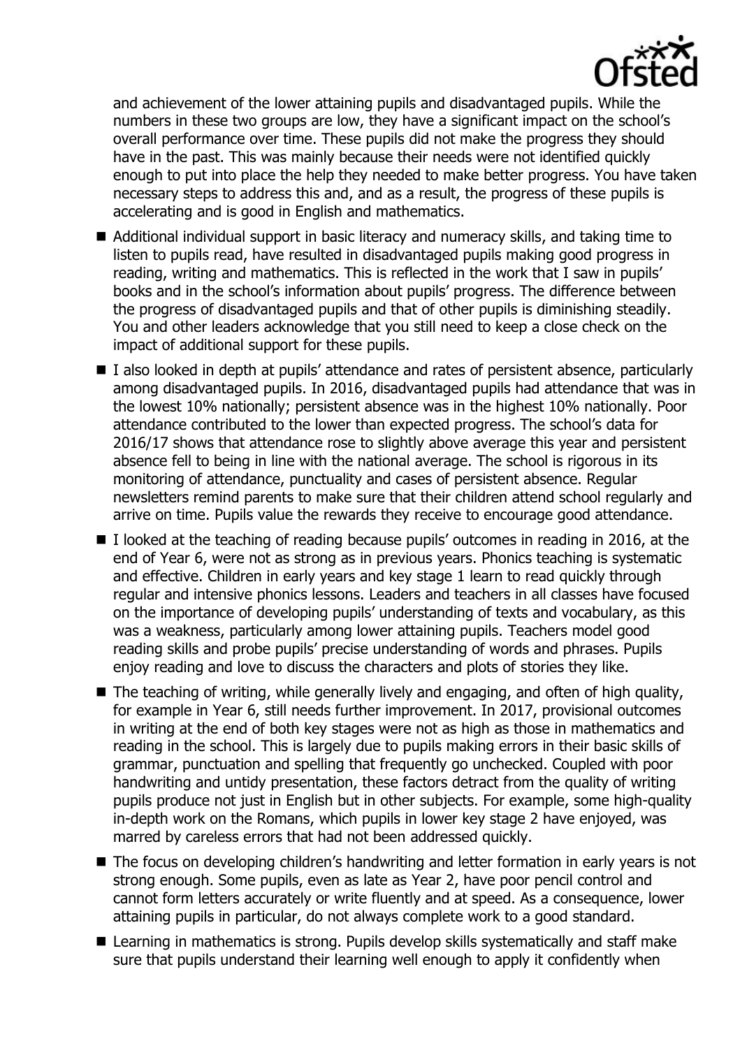and achievement of the lower attaining pupils and disadvantaged pupils. While the numbers in these two groups are low, they have a significant impact on the school's overall performance over time. These pupils did not make the progress they should have in the past. This was mainly because their needs were not identified quickly enough to put into place the help they needed to make better progress. You have taken necessary steps to address this and, and as a result, the progress of these pupils is accelerating and is good in English and mathematics.

- Additional individual support in basic literacy and numeracy skills, and taking time to listen to pupils read, have resulted in disadvantaged pupils making good progress in reading, writing and mathematics. This is reflected in the work that I saw in pupils' books and in the school's information about pupils' progress. The difference between the progress of disadvantaged pupils and that of other pupils is diminishing steadily. You and other leaders acknowledge that you still need to keep a close check on the impact of additional support for these pupils.
- I also looked in depth at pupils' attendance and rates of persistent absence, particularly among disadvantaged pupils. In 2016, disadvantaged pupils had attendance that was in the lowest 10% nationally; persistent absence was in the highest 10% nationally. Poor attendance contributed to the lower than expected progress. The school's data for 2016/17 shows that attendance rose to slightly above average this year and persistent absence fell to being in line with the national average. The school is rigorous in its monitoring of attendance, punctuality and cases of persistent absence. Regular newsletters remind parents to make sure that their children attend school regularly and arrive on time. Pupils value the rewards they receive to encourage good attendance.
- I looked at the teaching of reading because pupils' outcomes in reading in 2016, at the end of Year 6, were not as strong as in previous years. Phonics teaching is systematic and effective. Children in early years and key stage 1 learn to read quickly through regular and intensive phonics lessons. Leaders and teachers in all classes have focused on the importance of developing pupils' understanding of texts and vocabulary, as this was a weakness, particularly among lower attaining pupils. Teachers model good reading skills and probe pupils' precise understanding of words and phrases. Pupils enjoy reading and love to discuss the characters and plots of stories they like.
- The teaching of writing, while generally lively and engaging, and often of high quality, for example in Year 6, still needs further improvement. In 2017, provisional outcomes in writing at the end of both key stages were not as high as those in mathematics and reading in the school. This is largely due to pupils making errors in their basic skills of grammar, punctuation and spelling that frequently go unchecked. Coupled with poor handwriting and untidy presentation, these factors detract from the quality of writing pupils produce not just in English but in other subjects. For example, some high-quality in-depth work on the Romans, which pupils in lower key stage 2 have enjoyed, was marred by careless errors that had not been addressed quickly.
- The focus on developing children's handwriting and letter formation in early years is not strong enough. Some pupils, even as late as Year 2, have poor pencil control and cannot form letters accurately or write fluently and at speed. As a consequence, lower attaining pupils in particular, do not always complete work to a good standard.
- Learning in mathematics is strong. Pupils develop skills systematically and staff make sure that pupils understand their learning well enough to apply it confidently when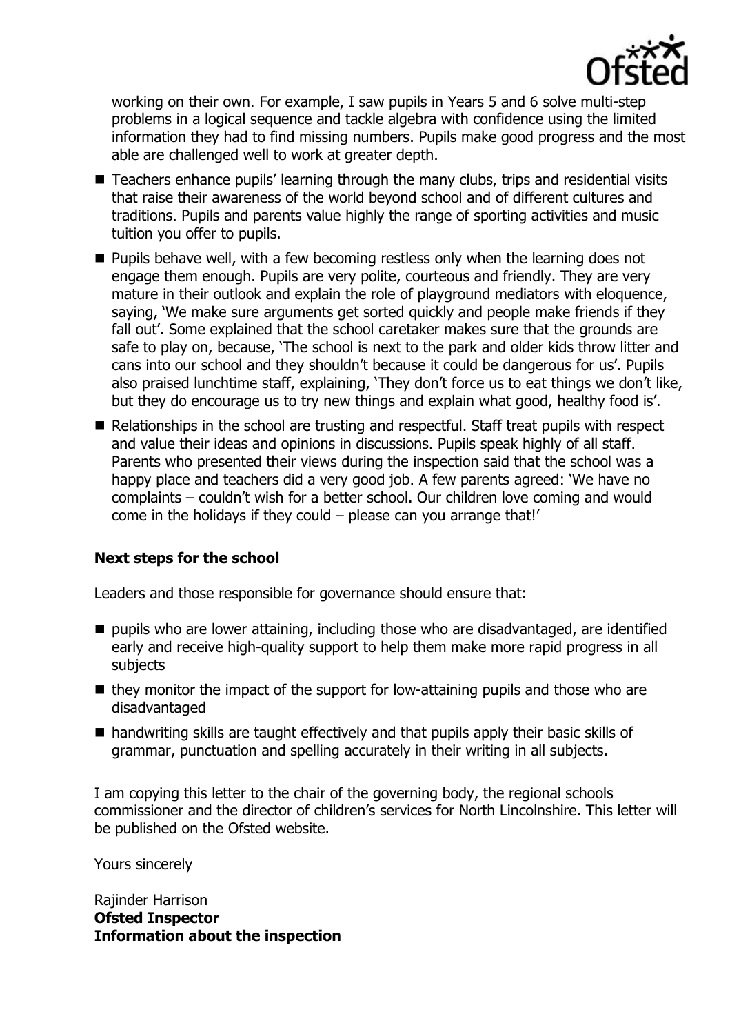working on their own. For example, I saw pupils in Years 5 and 6 solve multi-step problems in a logical sequence and tackle algebra with confidence using the limited information they had to find missing numbers. Pupils make good progress and the most able are challenged well to work at greater depth.

- Teachers enhance pupils' learning through the many clubs, trips and residential visits that raise their awareness of the world beyond school and of different cultures and traditions. Pupils and parents value highly the range of sporting activities and music tuition you offer to pupils.
- Pupils behave well, with a few becoming restless only when the learning does not engage them enough. Pupils are very polite, courteous and friendly. They are very mature in their outlook and explain the role of playground mediators with eloquence, saying, 'We make sure arguments get sorted quickly and people make friends if they fall out'. Some explained that the school caretaker makes sure that the grounds are safe to play on, because, 'The school is next to the park and older kids throw litter and cans into our school and they shouldn't because it could be dangerous for us'. Pupils also praised lunchtime staff, explaining, 'They don't force us to eat things we don't like, but they do encourage us to try new things and explain what good, healthy food is'.
- Relationships in the school are trusting and respectful. Staff treat pupils with respect and value their ideas and opinions in discussions. Pupils speak highly of all staff. Parents who presented their views during the inspection said that the school was a happy place and teachers did a very good job. A few parents agreed: 'We have no complaints – couldn't wish for a better school. Our children love coming and would come in the holidays if they could – please can you arrange that!'

**Next steps for the school**

Leaders and those responsible for governance should ensure that:

- pupils who are lower attaining, including those who are disadvantaged, are identified early and receive high-quality support to help them make more rapid progress in all subjects
- they monitor the impact of the support for low-attaining pupils and those who are disadvantaged
- handwriting skills are taught effectively and that pupils apply their basic skills of grammar, punctuation and spelling accurately in their writing in all subjects.

I am copying this letter to the chair of the governing body, the regional schools commissioner and the director of children's services for North Lincolnshire. This letter will be published on the Ofsted website.

Yours sincerely

Rajinder Harrison
**Ofsted Inspector**
**Information about the inspection**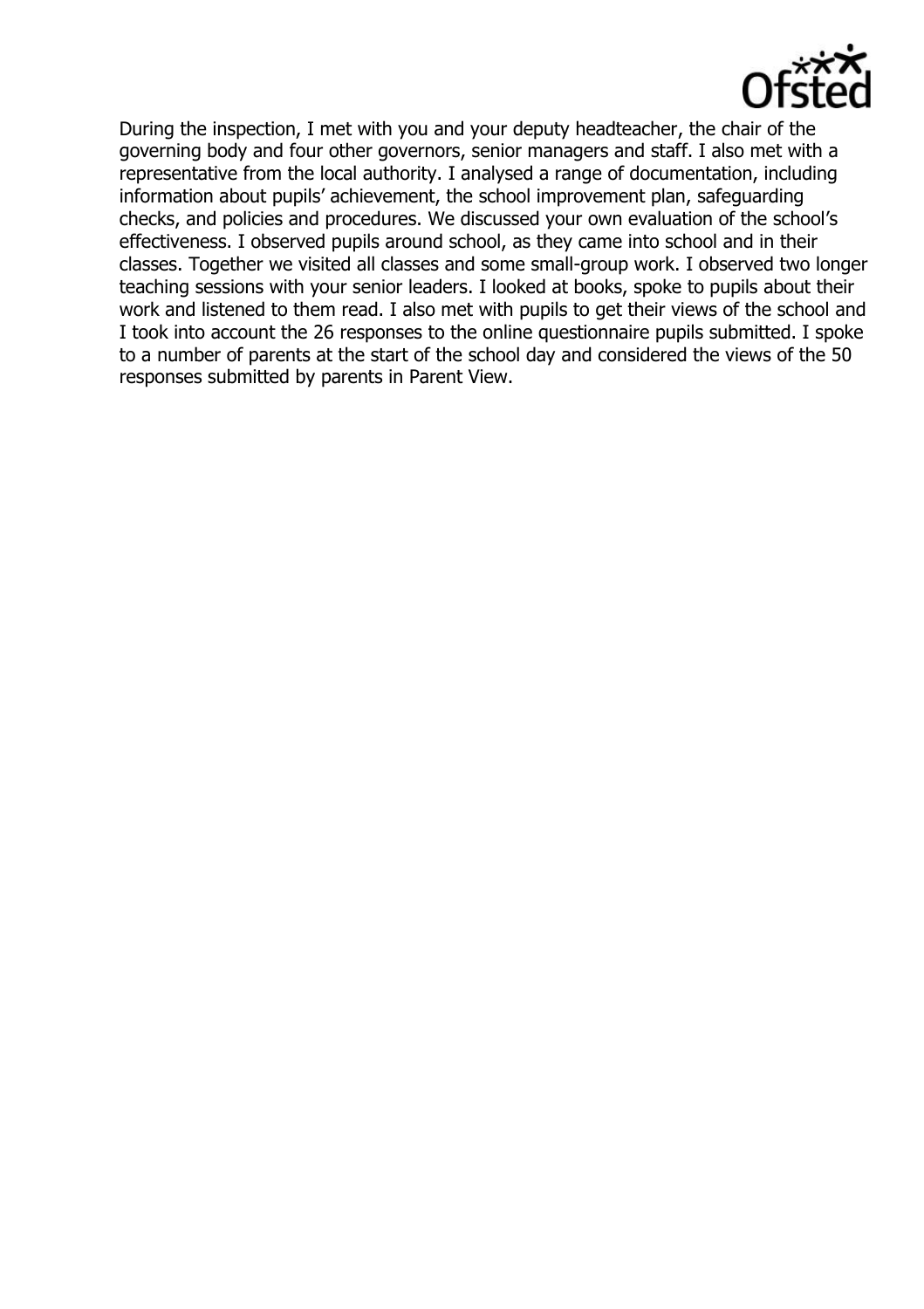During the inspection, I met with you and your deputy headteacher, the chair of the governing body and four other governors, senior managers and staff. I also met with a representative from the local authority. I analysed a range of documentation, including information about pupils' achievement, the school improvement plan, safeguarding checks, and policies and procedures. We discussed your own evaluation of the school's effectiveness. I observed pupils around school, as they came into school and in their classes. Together we visited all classes and some small-group work. I observed two longer teaching sessions with your senior leaders. I looked at books, spoke to pupils about their work and listened to them read. I also met with pupils to get their views of the school and I took into account the 26 responses to the online questionnaire pupils submitted. I spoke to a number of parents at the start of the school day and considered the views of the 50 responses submitted by parents in Parent View.